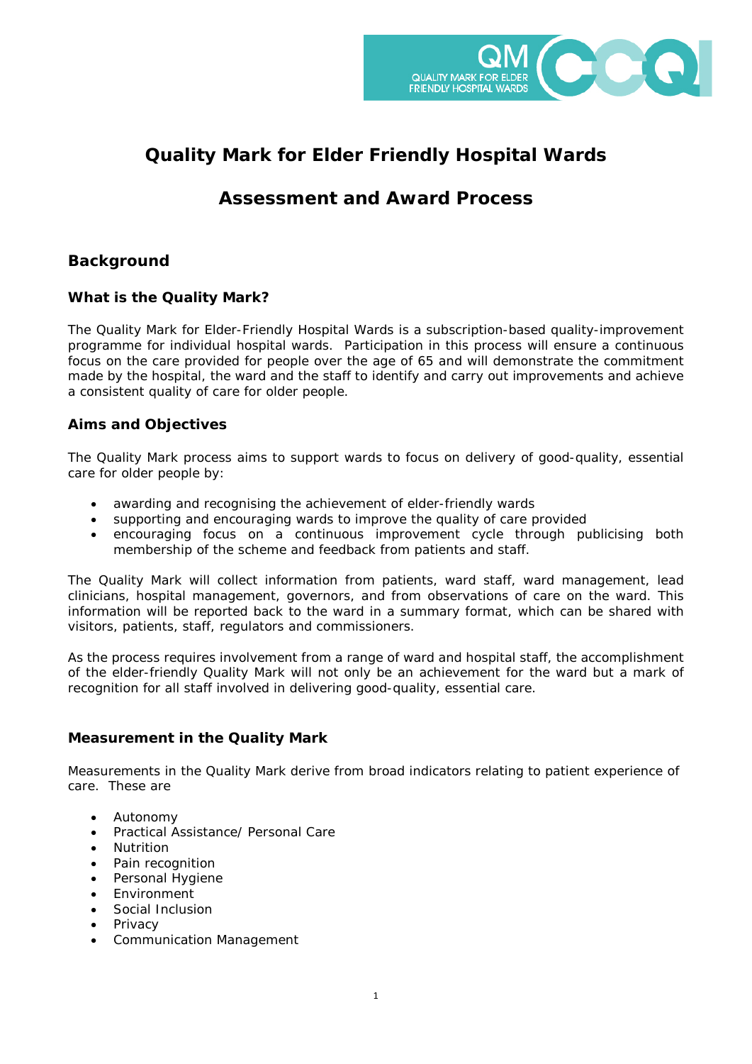# Quality Mark for Elder Friendly Hospital Wards

# Assessment and Award Process

## Background

### What is the Quality Mark?

The Quality Mark for Elder-Friendly Hospital Wards is a subscription-based quality-improvement programme for individual hospital wards. Participation in this process will ensure a continuous focus on the care provided for people over the age of 65 and will demonstrate the commitment made by the hospital, the ward and the staff to identify and carry out improvements and achieve a consistent quality of care for older people.

### Aims and Objectives

The Quality Mark process aims to support wards to focus on delivery of good-quality, essential care for older people by:

- awarding and recognising the achievement of elder-friendly wards
- supporting and encouraging wards to improve the quality of care provided
- encouraging focus on a continuous improvement cycle through publicising both membership of the scheme and feedback from patients and staff.

The Quality Mark will collect information from patients, ward staff, ward management, lead clinicians, hospital management, governors, and from observations of care on the ward. This information will be reported back to the ward in a summary format, which can be shared with visitors, patients, staff, regulators and commissioners.

As the process requires involvement from a range of ward and hospital staff, the accomplishment of the elder-friendly Quality Mark will not only be an achievement for the ward but a mark of recognition for all staff involved in delivering good-quality, essential care.

### Measurement in the Quality Mark

Measurements in the Quality Mark derive from broad indicators relating to patient experience of care. These are

- Autonomy
- Practical Assistance/ Personal Care
- Nutrition
- Pain recognition
- Personal Hygiene
- Environment
- Social Inclusion
- Privacy
- Communication Management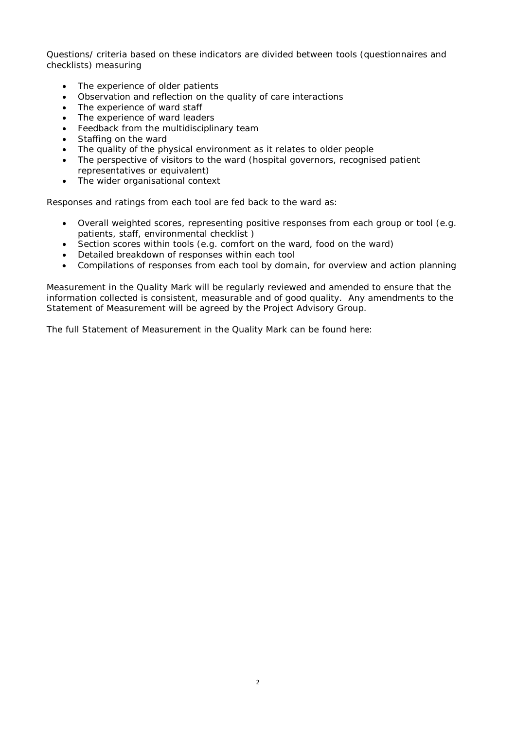Questions/ criteria based on these indicators are divided between tools (questionnaires and checklists) measuring

- The experience of older patients
- Observation and reflection on the quality of care interactions
- The experience of ward staff
- The experience of ward leaders
- Feedback from the multidisciplinary team
- Staffing on the ward
- The quality of the physical environment as it relates to older people
- The perspective of visitors to the ward (hospital governors, recognised patient representatives or equivalent)
- The wider organisational context

Responses and ratings from each tool are fed back to the ward as:

- Overall weighted scores, representing positive responses from each group or tool (e.g. patients, staff, environmental checklist )
- Section scores within tools (e.g. comfort on the ward, food on the ward)
- Detailed breakdown of responses within each tool
- Compilations of responses from each tool by domain, for overview and action planning

Measurement in the Quality Mark will be regularly reviewed and amended to ensure that the information collected is consistent, measurable and of good quality. Any amendments to the Statement of Measurement will be agreed by the Project Advisory Group.

The full Statement of Measurement in the Quality Mark can be found here: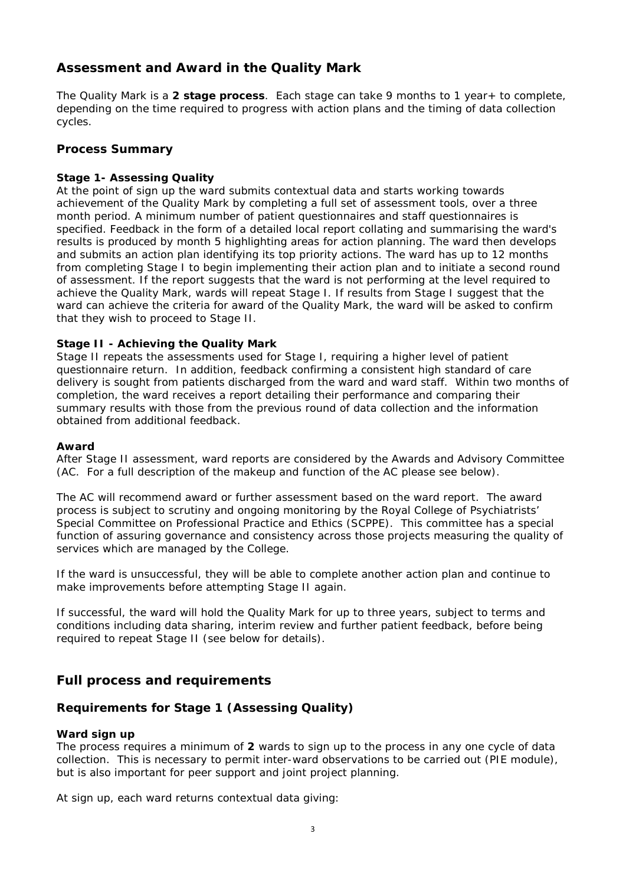## Assessment and Award in the Quality Mark

The Quality Mark is a **2 stage process**. Each stage can take 9 months to 1 year+ to complete, depending on the time required to progress with action plans and the timing of data collection cycles.

### Process Summary

**Stage 1- Assessing Quality**

At the point of sign up the ward submits contextual data and starts working towards achievement of the Quality Mark by completing a full set of assessment tools, over a three month period. A minimum number of patient questionnaires and staff questionnaires is specified. Feedback in the form of a detailed local report collating and summarising the ward's results is produced by month 5 highlighting areas for action planning. The ward then develops and submits an action plan identifying its top priority actions. The ward has up to 12 months from completing Stage I to begin implementing their action plan and to initiate a second round of assessment. If the report suggests that the ward is not performing at the level required to achieve the Quality Mark, wards will repeat Stage I. If results from Stage I suggest that the ward can achieve the criteria for award of the Quality Mark, the ward will be asked to confirm that they wish to proceed to Stage II.

**Stage II - Achieving the Quality Mark**

Stage II repeats the assessments used for Stage I, requiring a higher level of patient questionnaire return. In addition, feedback confirming a consistent high standard of care delivery is sought from patients discharged from the ward and ward staff. Within two months of completion, the ward receives a report detailing their performance and comparing their summary results with those from the previous round of data collection and the information obtained from additional feedback.

**Award**

After Stage II assessment, ward reports are considered by the Awards and Advisory Committee (AC. For a full description of the makeup and function of the AC please see below).

The AC will recommend award or further assessment based on the ward report. The award process is subject to scrutiny and ongoing monitoring by the Royal College of Psychiatrists' Special Committee on Professional Practice and Ethics (SCPPE). This committee has a special function of assuring governance and consistency across those projects measuring the quality of services which are managed by the College.

If the ward is unsuccessful, they will be able to complete another action plan and continue to make improvements before attempting Stage II again.

If successful, the ward will hold the Quality Mark for up to three years, subject to terms and conditions including data sharing, interim review and further patient feedback, before being required to repeat Stage II (see below for details).

## Full process and requirements

### Requirements for Stage 1 (Assessing Quality)

**Ward sign up**

The process requires a minimum of **2** wards to sign up to the process in any one cycle of data collection. This is necessary to permit inter-ward observations to be carried out (PIE module), but is also important for peer support and joint project planning.

At sign up, each ward returns contextual data giving: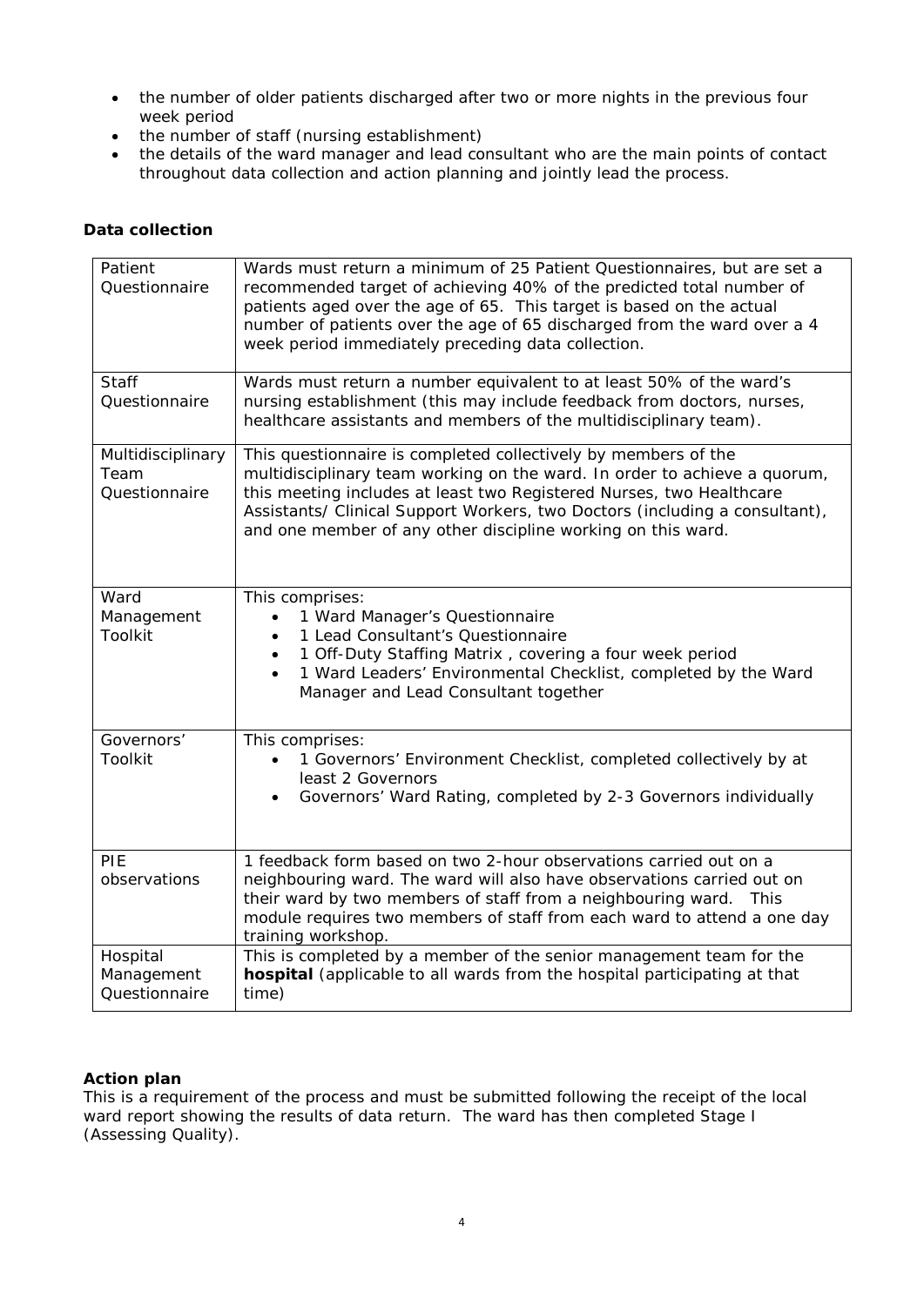- the number of older patients discharged after two or more nights in the previous four week period
- the number of staff (nursing establishment)
- the details of the ward manager and lead consultant who are the main points of contact throughout data collection and action planning and jointly lead the process.

**Data collection**

| | |
|---|---|
| Patient Questionnaire | Wards must return a minimum of 25 Patient Questionnaires, but are set a recommended target of achieving 40% of the predicted total number of patients aged over the age of 65. This target is based on the actual number of patients over the age of 65 discharged from the ward over a 4 week period immediately preceding data collection. |
| Staff Questionnaire | Wards must return a number equivalent to at least 50% of the ward's nursing establishment (this may include feedback from doctors, nurses, healthcare assistants and members of the multidisciplinary team). |
| Multidisciplinary Team Questionnaire | This questionnaire is completed collectively by members of the multidisciplinary team working on the ward. In order to achieve a quorum, this meeting includes at least two Registered Nurses, two Healthcare Assistants/ Clinical Support Workers, two Doctors (including a consultant), and one member of any other discipline working on this ward. |
| Ward Management Toolkit | This comprises:<br>• 1 Ward Manager's Questionnaire<br>• 1 Lead Consultant's Questionnaire<br>• 1 Off-Duty Staffing Matrix , covering a four week period<br>• 1 Ward Leaders' Environmental Checklist, completed by the Ward Manager and Lead Consultant together |
| Governors' Toolkit | This comprises:<br>• 1 Governors' Environment Checklist, completed collectively by at least 2 Governors<br>• Governors' Ward Rating, completed by 2-3 Governors individually |
| PIE observations | 1 feedback form based on two 2-hour observations carried out on a neighbouring ward. The ward will also have observations carried out on their ward by two members of staff from a neighbouring ward. This module requires two members of staff from each ward to attend a one day training workshop. |
| Hospital Management Questionnaire | This is completed by a member of the senior management team for the **hospital** (applicable to all wards from the hospital participating at that time) |

**Action plan**

This is a requirement of the process and must be submitted following the receipt of the local ward report showing the results of data return. The ward has then completed Stage I (Assessing Quality).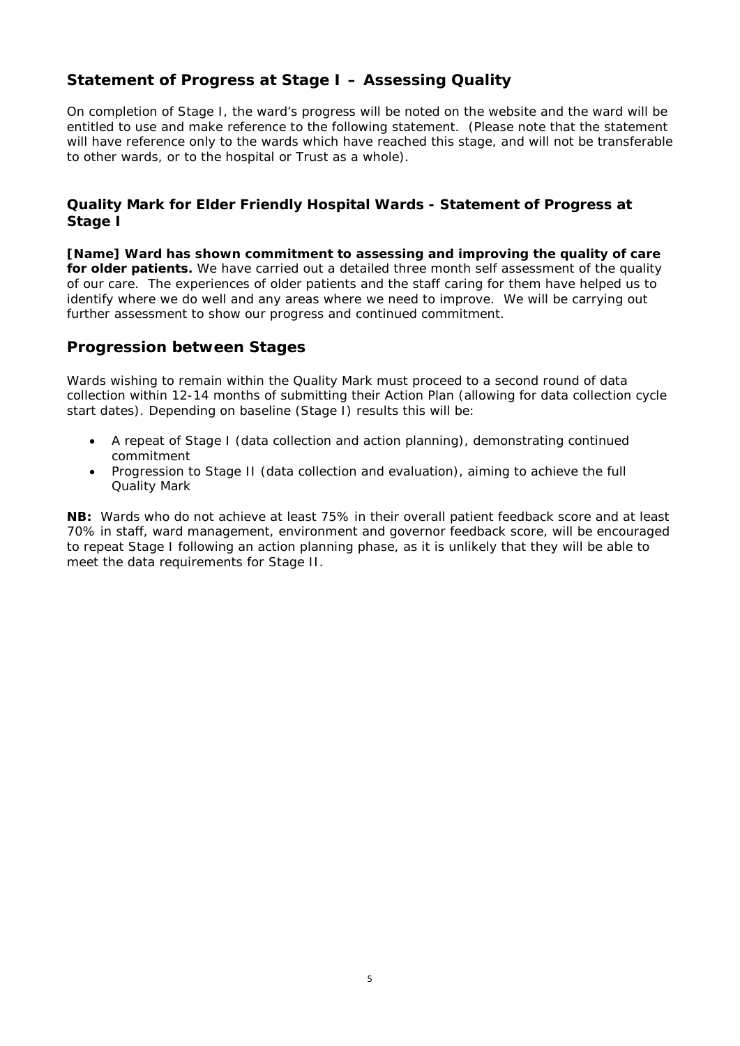## Statement of Progress at Stage I – Assessing Quality

On completion of Stage I, the ward's progress will be noted on the website and the ward will be entitled to use and make reference to the following statement. (Please note that the statement will have reference only to the wards which have reached this stage, and will not be transferable to other wards, or to the hospital or Trust as a whole).

### Quality Mark for Elder Friendly Hospital Wards - Statement of Progress at Stage I

**[Name] Ward has shown commitment to assessing and improving the quality of care for older patients.** We have carried out a detailed three month self assessment of the quality of our care. The experiences of older patients and the staff caring for them have helped us to identify where we do well and any areas where we need to improve. We will be carrying out further assessment to show our progress and continued commitment.

## Progression between Stages

Wards wishing to remain within the Quality Mark must proceed to a second round of data collection within 12-14 months of submitting their Action Plan (allowing for data collection cycle start dates). Depending on baseline (Stage I) results this will be:

- A repeat of Stage I (data collection and action planning), demonstrating continued commitment
- Progression to Stage II (data collection and evaluation), aiming to achieve the full Quality Mark

**NB:** Wards who do not achieve at least 75% in their overall patient feedback score and at least 70% in staff, ward management, environment and governor feedback score, will be encouraged to repeat Stage I following an action planning phase, as it is unlikely that they will be able to meet the data requirements for Stage II.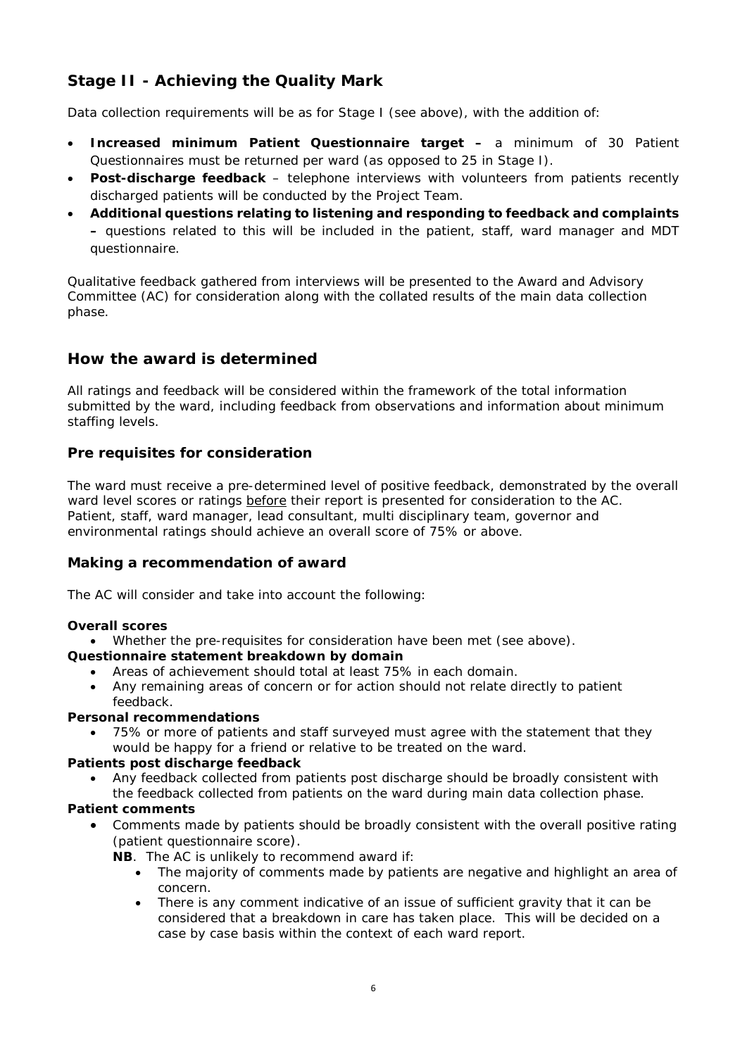## Stage II - Achieving the Quality Mark

Data collection requirements will be as for Stage I (see above), with the addition of:

- **Increased minimum Patient Questionnaire target –** a minimum of 30 Patient Questionnaires must be returned per ward (as opposed to 25 in Stage I).
- **Post-discharge feedback** – telephone interviews with volunteers from patients recently discharged patients will be conducted by the Project Team.
- **Additional questions relating to listening and responding to feedback and complaints –** questions related to this will be included in the patient, staff, ward manager and MDT questionnaire.

Qualitative feedback gathered from interviews will be presented to the Award and Advisory Committee (AC) for consideration along with the collated results of the main data collection phase.

## How the award is determined

All ratings and feedback will be considered within the framework of the total information submitted by the ward, including feedback from observations and information about minimum staffing levels.

### Pre requisites for consideration

The ward must receive a pre-determined level of positive feedback, demonstrated by the overall ward level scores or ratings <u>before</u> their report is presented for consideration to the AC. Patient, staff, ward manager, lead consultant, multi disciplinary team, governor and environmental ratings should achieve an overall score of 75% or above.

### Making a recommendation of award

The AC will consider and take into account the following:

**Overall scores**

- Whether the pre-requisites for consideration have been met (see above).

**Questionnaire statement breakdown by domain**

- Areas of achievement should total at least 75% in each domain.
- Any remaining areas of concern or for action should not relate directly to patient feedback.

**Personal recommendations**

- 75% or more of patients and staff surveyed must agree with the statement that they would be happy for a friend or relative to be treated on the ward.

**Patients post discharge feedback**

- Any feedback collected from patients post discharge should be broadly consistent with the feedback collected from patients on the ward during main data collection phase.

**Patient comments**

- Comments made by patients should be broadly consistent with the overall positive rating (patient questionnaire score).

  **NB**. The AC is unlikely to recommend award if:

  - The majority of comments made by patients are negative and highlight an area of concern.
  - There is any comment indicative of an issue of sufficient gravity that it can be considered that a breakdown in care has taken place. This will be decided on a case by case basis within the context of each ward report.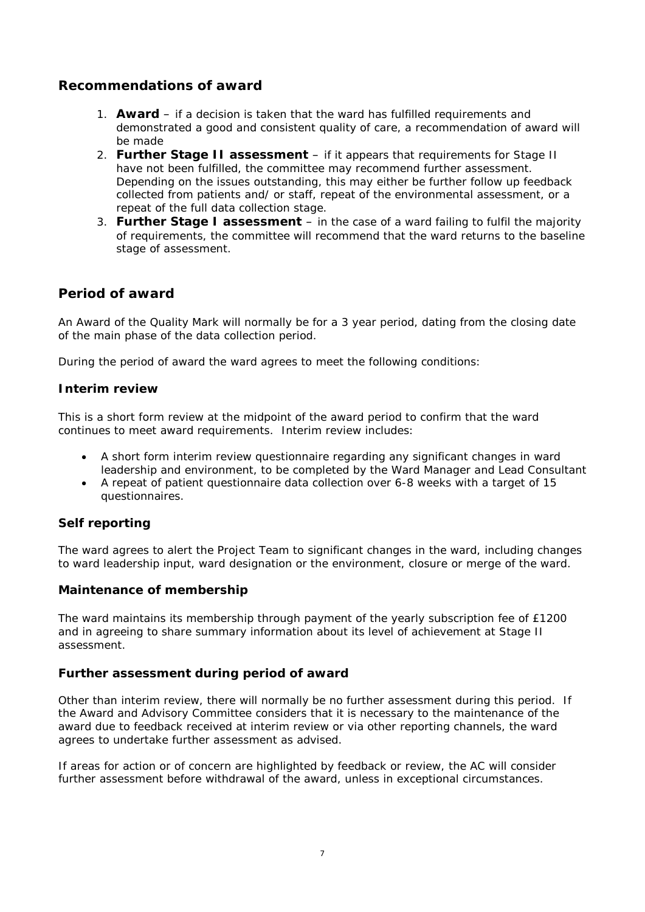## Recommendations of award

1. **Award** – if a decision is taken that the ward has fulfilled requirements and demonstrated a good and consistent quality of care, a recommendation of award will be made
2. **Further Stage II assessment** – if it appears that requirements for Stage II have not been fulfilled, the committee may recommend further assessment. Depending on the issues outstanding, this may either be further follow up feedback collected from patients and/ or staff, repeat of the environmental assessment, or a repeat of the full data collection stage.
3. **Further Stage I assessment** – in the case of a ward failing to fulfil the majority of requirements, the committee will recommend that the ward returns to the baseline stage of assessment.

## Period of award

An Award of the Quality Mark will normally be for a 3 year period, dating from the closing date of the main phase of the data collection period.

During the period of award the ward agrees to meet the following conditions:

### Interim review

This is a short form review at the midpoint of the award period to confirm that the ward continues to meet award requirements. Interim review includes:

- A short form interim review questionnaire regarding any significant changes in ward leadership and environment, to be completed by the Ward Manager and Lead Consultant
- A repeat of patient questionnaire data collection over 6-8 weeks with a target of 15 questionnaires.

### Self reporting

The ward agrees to alert the Project Team to significant changes in the ward, including changes to ward leadership input, ward designation or the environment, closure or merge of the ward.

### Maintenance of membership

The ward maintains its membership through payment of the yearly subscription fee of £1200 and in agreeing to share summary information about its level of achievement at Stage II assessment.

### Further assessment during period of award

Other than interim review, there will normally be no further assessment during this period. If the Award and Advisory Committee considers that it is necessary to the maintenance of the award due to feedback received at interim review or via other reporting channels, the ward agrees to undertake further assessment as advised.

If areas for action or of concern are highlighted by feedback or review, the AC will consider further assessment before withdrawal of the award, unless in exceptional circumstances.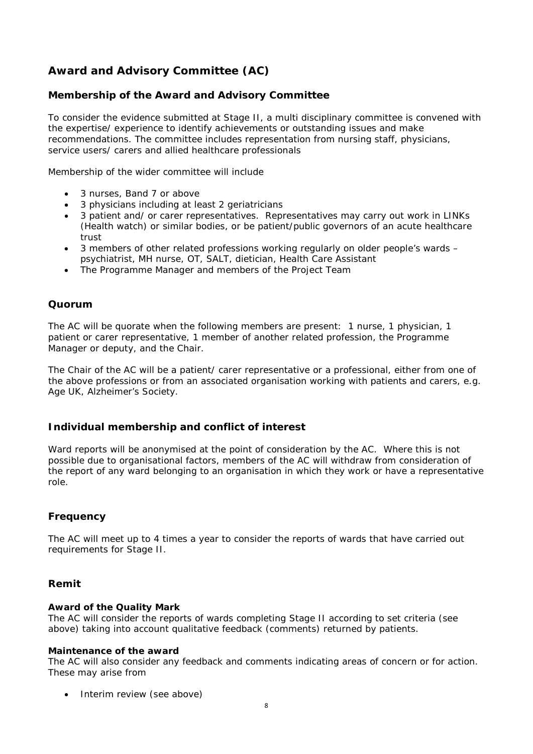## Award and Advisory Committee (AC)

### Membership of the Award and Advisory Committee

To consider the evidence submitted at Stage II, a multi disciplinary committee is convened with the expertise/ experience to identify achievements or outstanding issues and make recommendations. The committee includes representation from nursing staff, physicians, service users/ carers and allied healthcare professionals

Membership of the wider committee will include

- 3 nurses, Band 7 or above
- 3 physicians including at least 2 geriatricians
- 3 patient and/ or carer representatives. Representatives may carry out work in LINKs (Health watch) or similar bodies, or be patient/public governors of an acute healthcare trust
- 3 members of other related professions working regularly on older people's wards – psychiatrist, MH nurse, OT, SALT, dietician, Health Care Assistant
- The Programme Manager and members of the Project Team

### Quorum

The AC will be quorate when the following members are present: 1 nurse, 1 physician, 1 patient or carer representative, 1 member of another related profession, the Programme Manager or deputy, and the Chair.

The Chair of the AC will be a patient/ carer representative or a professional, either from one of the above professions or from an associated organisation working with patients and carers, e.g. Age UK, Alzheimer's Society.

### Individual membership and conflict of interest

Ward reports will be anonymised at the point of consideration by the AC. Where this is not possible due to organisational factors, members of the AC will withdraw from consideration of the report of any ward belonging to an organisation in which they work or have a representative role.

### Frequency

The AC will meet up to 4 times a year to consider the reports of wards that have carried out requirements for Stage II.

### Remit

**Award of the Quality Mark**
The AC will consider the reports of wards completing Stage II according to set criteria (see above) taking into account qualitative feedback (comments) returned by patients.

**Maintenance of the award**
The AC will also consider any feedback and comments indicating areas of concern or for action. These may arise from

- Interim review (see above)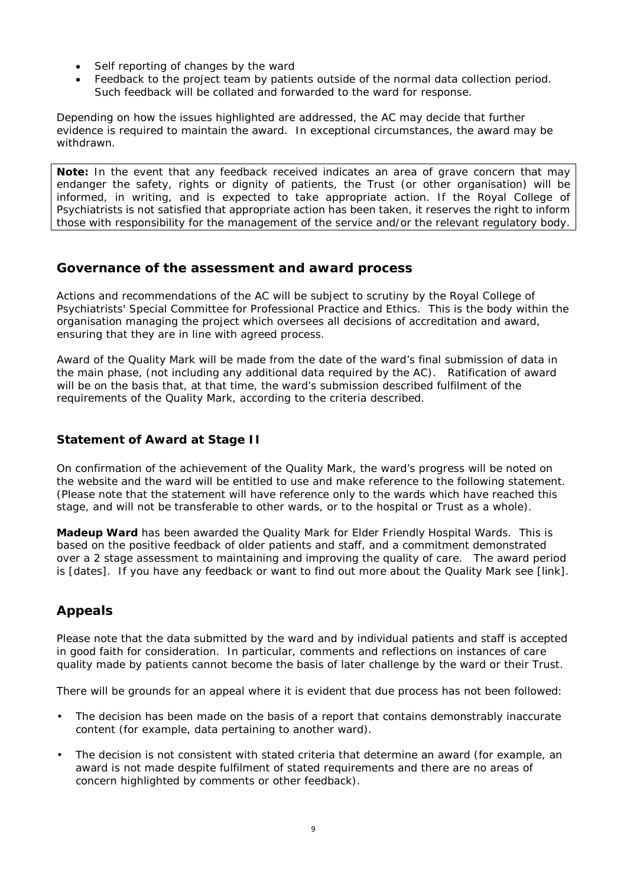- Self reporting of changes by the ward
- Feedback to the project team by patients outside of the normal data collection period. Such feedback will be collated and forwarded to the ward for response.

Depending on how the issues highlighted are addressed, the AC may decide that further evidence is required to maintain the award. In exceptional circumstances, the award may be withdrawn.

**Note:** In the event that any feedback received indicates an area of grave concern that may endanger the safety, rights or dignity of patients, the Trust (or other organisation) will be informed, in writing, and is expected to take appropriate action. If the Royal College of Psychiatrists is not satisfied that appropriate action has been taken, it reserves the right to inform those with responsibility for the management of the service and/or the relevant regulatory body.

## Governance of the assessment and award process

Actions and recommendations of the AC will be subject to scrutiny by the Royal College of Psychiatrists' Special Committee for Professional Practice and Ethics. This is the body within the organisation managing the project which oversees all decisions of accreditation and award, ensuring that they are in line with agreed process.

Award of the Quality Mark will be made from the date of the ward's final submission of data in the main phase, (not including any additional data required by the AC). Ratification of award will be on the basis that, at that time, the ward's submission described fulfilment of the requirements of the Quality Mark, according to the criteria described.

### Statement of Award at Stage II

On confirmation of the achievement of the Quality Mark, the ward's progress will be noted on the website and the ward will be entitled to use and make reference to the following statement. (Please note that the statement will have reference only to the wards which have reached this stage, and will not be transferable to other wards, or to the hospital or Trust as a whole).

**Madeup Ward** has been awarded the Quality Mark for Elder Friendly Hospital Wards. This is based on the positive feedback of older patients and staff, and a commitment demonstrated over a 2 stage assessment to maintaining and improving the quality of care. The award period is [dates]. If you have any feedback or want to find out more about the Quality Mark see [link].

## Appeals

Please note that the data submitted by the ward and by individual patients and staff is accepted in good faith for consideration. In particular, comments and reflections on instances of care quality made by patients cannot become the basis of later challenge by the ward or their Trust.

There will be grounds for an appeal where it is evident that due process has not been followed:

- The decision has been made on the basis of a report that contains demonstrably inaccurate content (for example, data pertaining to another ward).
- The decision is not consistent with stated criteria that determine an award (for example, an award is not made despite fulfilment of stated requirements and there are no areas of concern highlighted by comments or other feedback).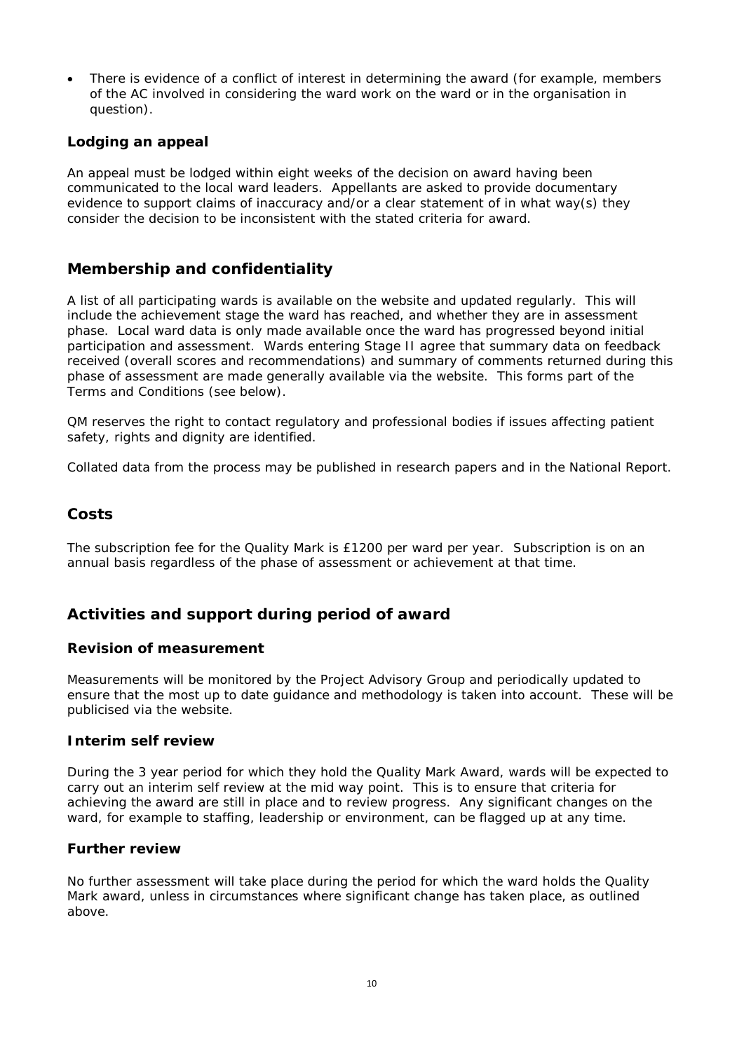- There is evidence of a conflict of interest in determining the award (for example, members of the AC involved in considering the ward work on the ward or in the organisation in question).

### Lodging an appeal

An appeal must be lodged within eight weeks of the decision on award having been communicated to the local ward leaders. Appellants are asked to provide documentary evidence to support claims of inaccuracy and/or a clear statement of in what way(s) they consider the decision to be inconsistent with the stated criteria for award.

## Membership and confidentiality

A list of all participating wards is available on the website and updated regularly. This will include the achievement stage the ward has reached, and whether they are in assessment phase. Local ward data is only made available once the ward has progressed beyond initial participation and assessment. Wards entering Stage II agree that summary data on feedback received (overall scores and recommendations) and summary of comments returned during this phase of assessment are made generally available via the website. This forms part of the Terms and Conditions (see below).

QM reserves the right to contact regulatory and professional bodies if issues affecting patient safety, rights and dignity are identified.

Collated data from the process may be published in research papers and in the National Report.

## Costs

The subscription fee for the Quality Mark is £1200 per ward per year. Subscription is on an annual basis regardless of the phase of assessment or achievement at that time.

## Activities and support during period of award

### Revision of measurement

Measurements will be monitored by the Project Advisory Group and periodically updated to ensure that the most up to date guidance and methodology is taken into account. These will be publicised via the website.

### Interim self review

During the 3 year period for which they hold the Quality Mark Award, wards will be expected to carry out an interim self review at the mid way point. This is to ensure that criteria for achieving the award are still in place and to review progress. Any significant changes on the ward, for example to staffing, leadership or environment, can be flagged up at any time.

### Further review

No further assessment will take place during the period for which the ward holds the Quality Mark award, unless in circumstances where significant change has taken place, as outlined above.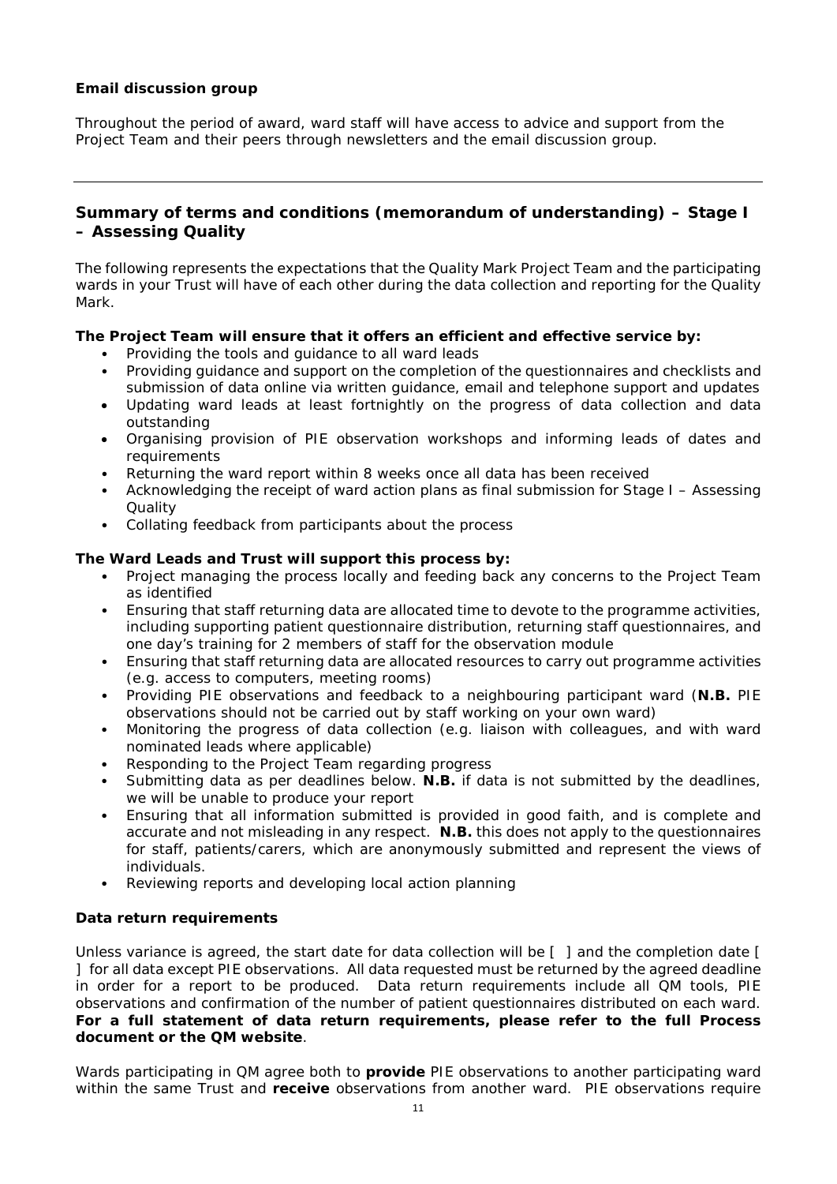**Email discussion group**

Throughout the period of award, ward staff will have access to advice and support from the Project Team and their peers through newsletters and the email discussion group.

---

## Summary of terms and conditions (memorandum of understanding) – Stage I – Assessing Quality

The following represents the expectations that the Quality Mark Project Team and the participating wards in your Trust will have of each other during the data collection and reporting for the Quality Mark.

**The Project Team will ensure that it offers an efficient and effective service by:**

- Providing the tools and guidance to all ward leads
- Providing guidance and support on the completion of the questionnaires and checklists and submission of data online via written guidance, email and telephone support and updates
- Updating ward leads at least fortnightly on the progress of data collection and data outstanding
- Organising provision of PIE observation workshops and informing leads of dates and requirements
- Returning the ward report within 8 weeks once all data has been received
- Acknowledging the receipt of ward action plans as final submission for Stage I – Assessing Quality
- Collating feedback from participants about the process

**The Ward Leads and Trust will support this process by:**

- Project managing the process locally and feeding back any concerns to the Project Team as identified
- Ensuring that staff returning data are allocated time to devote to the programme activities, including supporting patient questionnaire distribution, returning staff questionnaires, and one day's training for 2 members of staff for the observation module
- Ensuring that staff returning data are allocated resources to carry out programme activities (e.g. access to computers, meeting rooms)
- Providing PIE observations and feedback to a neighbouring participant ward (**N.B.** PIE observations should not be carried out by staff working on your own ward)
- Monitoring the progress of data collection (e.g. liaison with colleagues, and with ward nominated leads where applicable)
- Responding to the Project Team regarding progress
- Submitting data as per deadlines below. **N.B.** if data is not submitted by the deadlines, we will be unable to produce your report
- Ensuring that all information submitted is provided in good faith, and is complete and accurate and not misleading in any respect. **N.B.** this does not apply to the questionnaires for staff, patients/carers, which are anonymously submitted and represent the views of individuals.
- Reviewing reports and developing local action planning

**Data return requirements**

Unless variance is agreed, the start date for data collection will be [ ] and the completion date [ ] for all data except PIE observations. All data requested must be returned by the agreed deadline in order for a report to be produced. Data return requirements include all QM tools, PIE observations and confirmation of the number of patient questionnaires distributed on each ward. **For a full statement of data return requirements, please refer to the full Process document or the QM website**.

Wards participating in QM agree both to **provide** PIE observations to another participating ward within the same Trust and **receive** observations from another ward. PIE observations require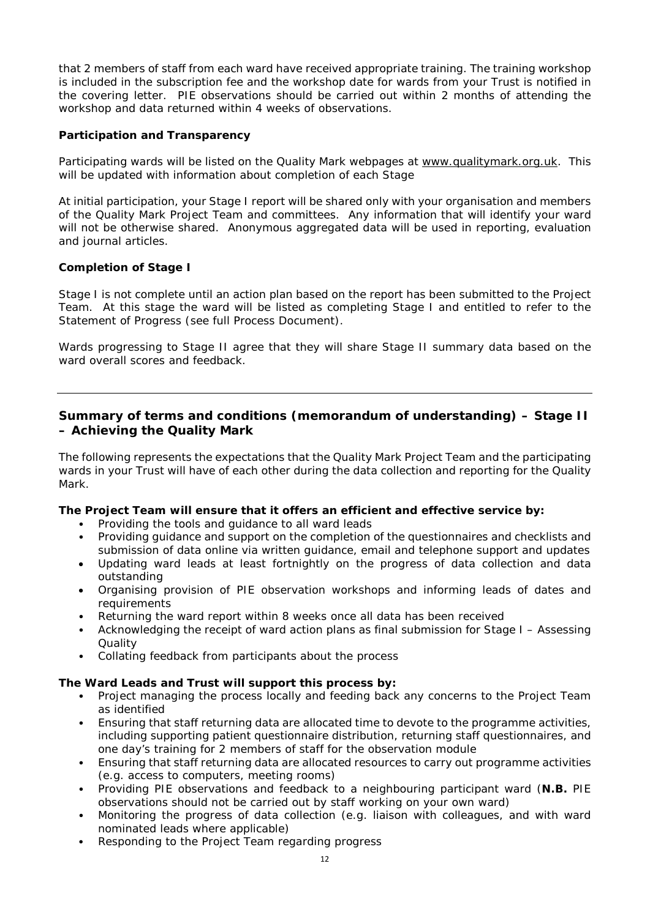that 2 members of staff from each ward have received appropriate training. The training workshop is included in the subscription fee and the workshop date for wards from your Trust is notified in the covering letter. PIE observations should be carried out within 2 months of attending the workshop and data returned within 4 weeks of observations.

**Participation and Transparency**

Participating wards will be listed on the Quality Mark webpages at www.qualitymark.org.uk. This will be updated with information about completion of each Stage

At initial participation, your Stage I report will be shared only with your organisation and members of the Quality Mark Project Team and committees. Any information that will identify your ward will not be otherwise shared. Anonymous aggregated data will be used in reporting, evaluation and journal articles.

**Completion of Stage I**

Stage I is not complete until an action plan based on the report has been submitted to the Project Team. At this stage the ward will be listed as completing Stage I and entitled to refer to the Statement of Progress (see full Process Document).

Wards progressing to Stage II agree that they will share Stage II summary data based on the ward overall scores and feedback.

---

## Summary of terms and conditions (memorandum of understanding) – Stage II – Achieving the Quality Mark

The following represents the expectations that the Quality Mark Project Team and the participating wards in your Trust will have of each other during the data collection and reporting for the Quality Mark.

**The Project Team will ensure that it offers an efficient and effective service by:**

- Providing the tools and guidance to all ward leads
- Providing guidance and support on the completion of the questionnaires and checklists and submission of data online via written guidance, email and telephone support and updates
- Updating ward leads at least fortnightly on the progress of data collection and data outstanding
- Organising provision of PIE observation workshops and informing leads of dates and requirements
- Returning the ward report within 8 weeks once all data has been received
- Acknowledging the receipt of ward action plans as final submission for Stage I – Assessing Quality
- Collating feedback from participants about the process

**The Ward Leads and Trust will support this process by:**

- Project managing the process locally and feeding back any concerns to the Project Team as identified
- Ensuring that staff returning data are allocated time to devote to the programme activities, including supporting patient questionnaire distribution, returning staff questionnaires, and one day's training for 2 members of staff for the observation module
- Ensuring that staff returning data are allocated resources to carry out programme activities (e.g. access to computers, meeting rooms)
- Providing PIE observations and feedback to a neighbouring participant ward (**N.B.** PIE observations should not be carried out by staff working on your own ward)
- Monitoring the progress of data collection (e.g. liaison with colleagues, and with ward nominated leads where applicable)
- Responding to the Project Team regarding progress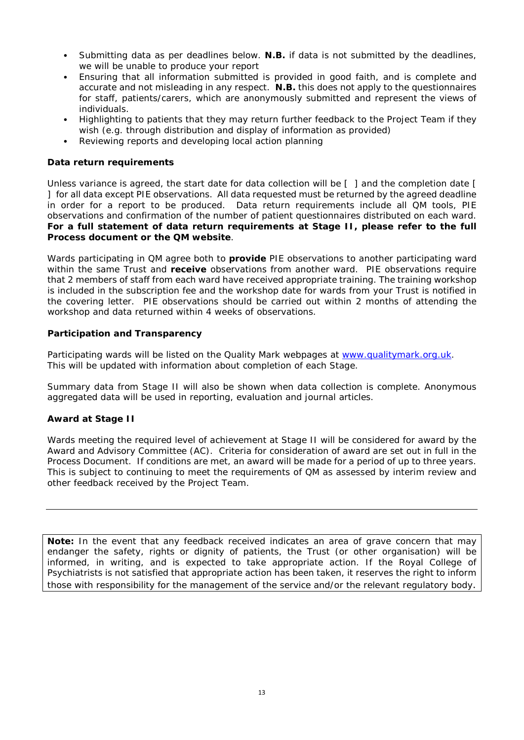- Submitting data as per deadlines below. **N.B.** if data is not submitted by the deadlines, we will be unable to produce your report
- Ensuring that all information submitted is provided in good faith, and is complete and accurate and not misleading in any respect. **N.B.** this does not apply to the questionnaires for staff, patients/carers, which are anonymously submitted and represent the views of individuals.
- Highlighting to patients that they may return further feedback to the Project Team if they wish (e.g. through distribution and display of information as provided)
- Reviewing reports and developing local action planning

**Data return requirements**

Unless variance is agreed, the start date for data collection will be [ ] and the completion date [ ] for all data except PIE observations. All data requested must be returned by the agreed deadline in order for a report to be produced. Data return requirements include all QM tools, PIE observations and confirmation of the number of patient questionnaires distributed on each ward. **For a full statement of data return requirements at Stage II, please refer to the full Process document or the QM website**.

Wards participating in QM agree both to **provide** PIE observations to another participating ward within the same Trust and **receive** observations from another ward. PIE observations require that 2 members of staff from each ward have received appropriate training. The training workshop is included in the subscription fee and the workshop date for wards from your Trust is notified in the covering letter. PIE observations should be carried out within 2 months of attending the workshop and data returned within 4 weeks of observations.

**Participation and Transparency**

Participating wards will be listed on the Quality Mark webpages at www.qualitymark.org.uk. This will be updated with information about completion of each Stage.

Summary data from Stage II will also be shown when data collection is complete. Anonymous aggregated data will be used in reporting, evaluation and journal articles.

**Award at Stage II**

Wards meeting the required level of achievement at Stage II will be considered for award by the Award and Advisory Committee (AC). Criteria for consideration of award are set out in full in the Process Document. If conditions are met, an award will be made for a period of up to three years. This is subject to continuing to meet the requirements of QM as assessed by interim review and other feedback received by the Project Team.

---

**Note:** In the event that any feedback received indicates an area of grave concern that may endanger the safety, rights or dignity of patients, the Trust (or other organisation) will be informed, in writing, and is expected to take appropriate action. If the Royal College of Psychiatrists is not satisfied that appropriate action has been taken, it reserves the right to inform those with responsibility for the management of the service and/or the relevant regulatory body.